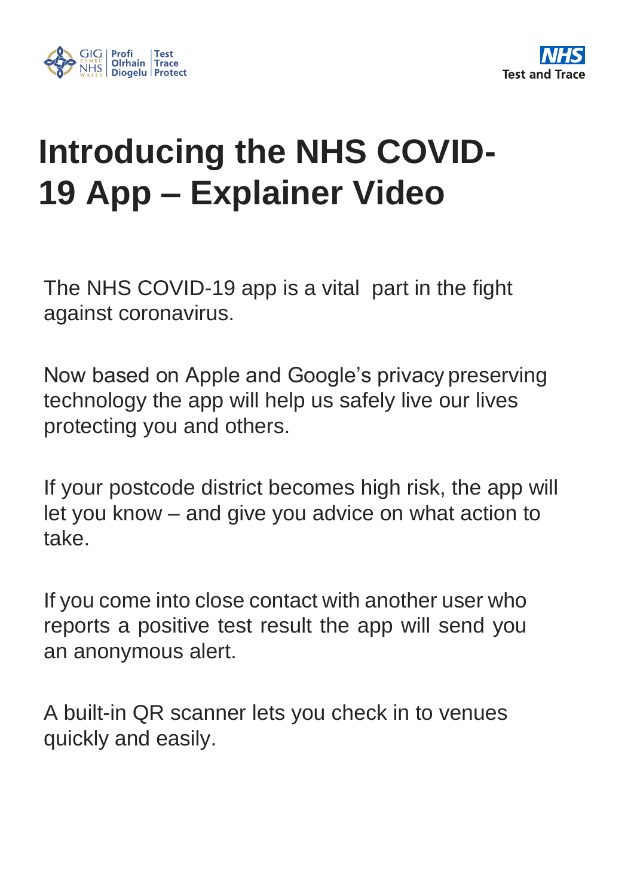GIG CYMRU NHS WALES | Profi Olrhain Diogelu | Test Trace Protect

NHS Test and Trace

# Introducing the NHS COVID-19 App – Explainer Video

The NHS COVID-19 app is a vital part in the fight against coronavirus.

Now based on Apple and Google's privacy preserving technology the app will help us safely live our lives protecting you and others.

If your postcode district becomes high risk, the app will let you know – and give you advice on what action to take.

If you come into close contact with another user who reports a positive test result the app will send you an anonymous alert.

A built-in QR scanner lets you check in to venues quickly and easily.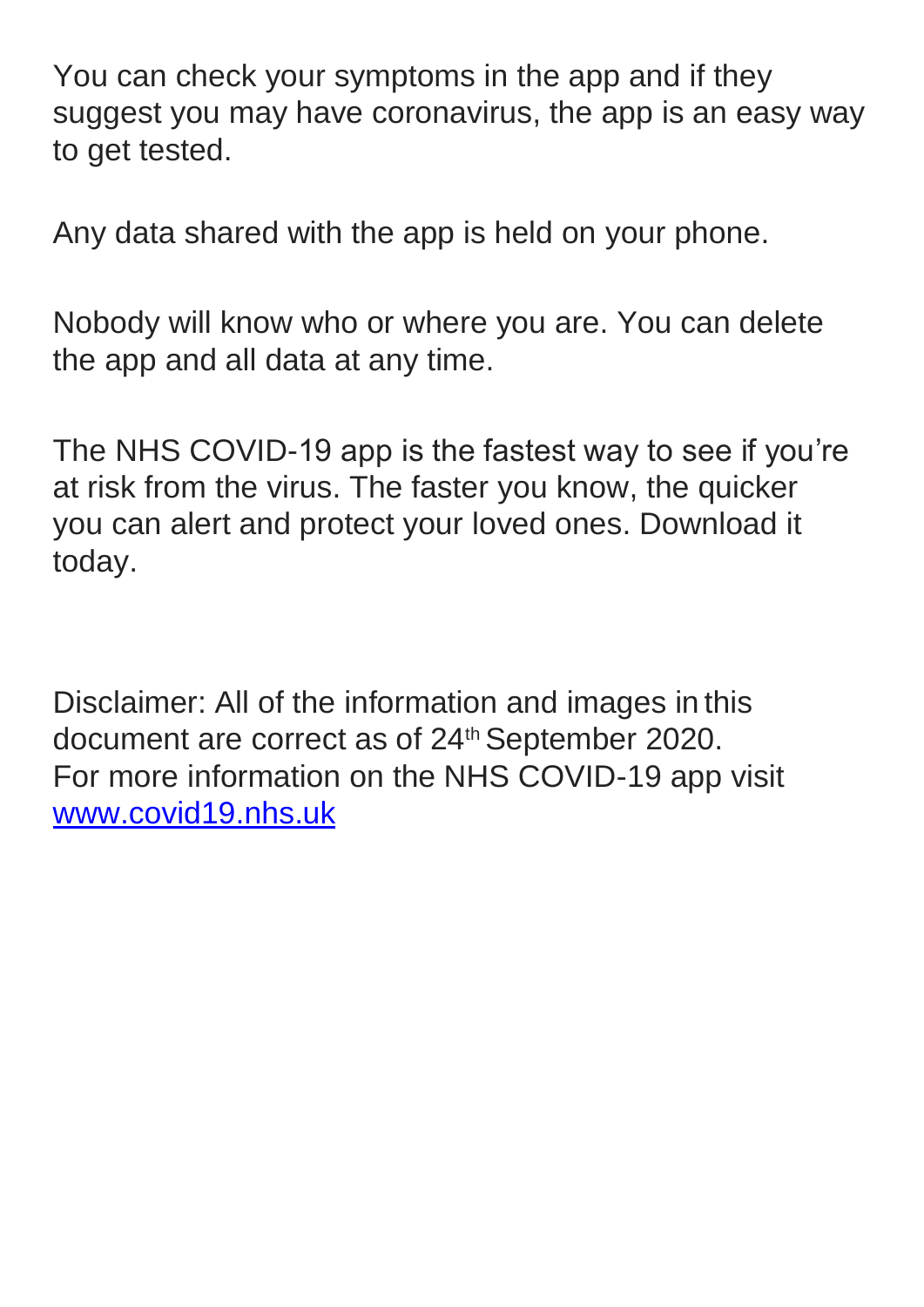You can check your symptoms in the app and if they suggest you may have coronavirus, the app is an easy way to get tested.

Any data shared with the app is held on your phone.

Nobody will know who or where you are. You can delete the app and all data at any time.

The NHS COVID-19 app is the fastest way to see if you're at risk from the virus. The faster you know, the quicker you can alert and protect your loved ones. Download it today.

Disclaimer: All of the information and images in this document are correct as of 24th September 2020.
For more information on the NHS COVID-19 app visit [www.covid19.nhs.uk](http://www.covid19.nhs.uk)